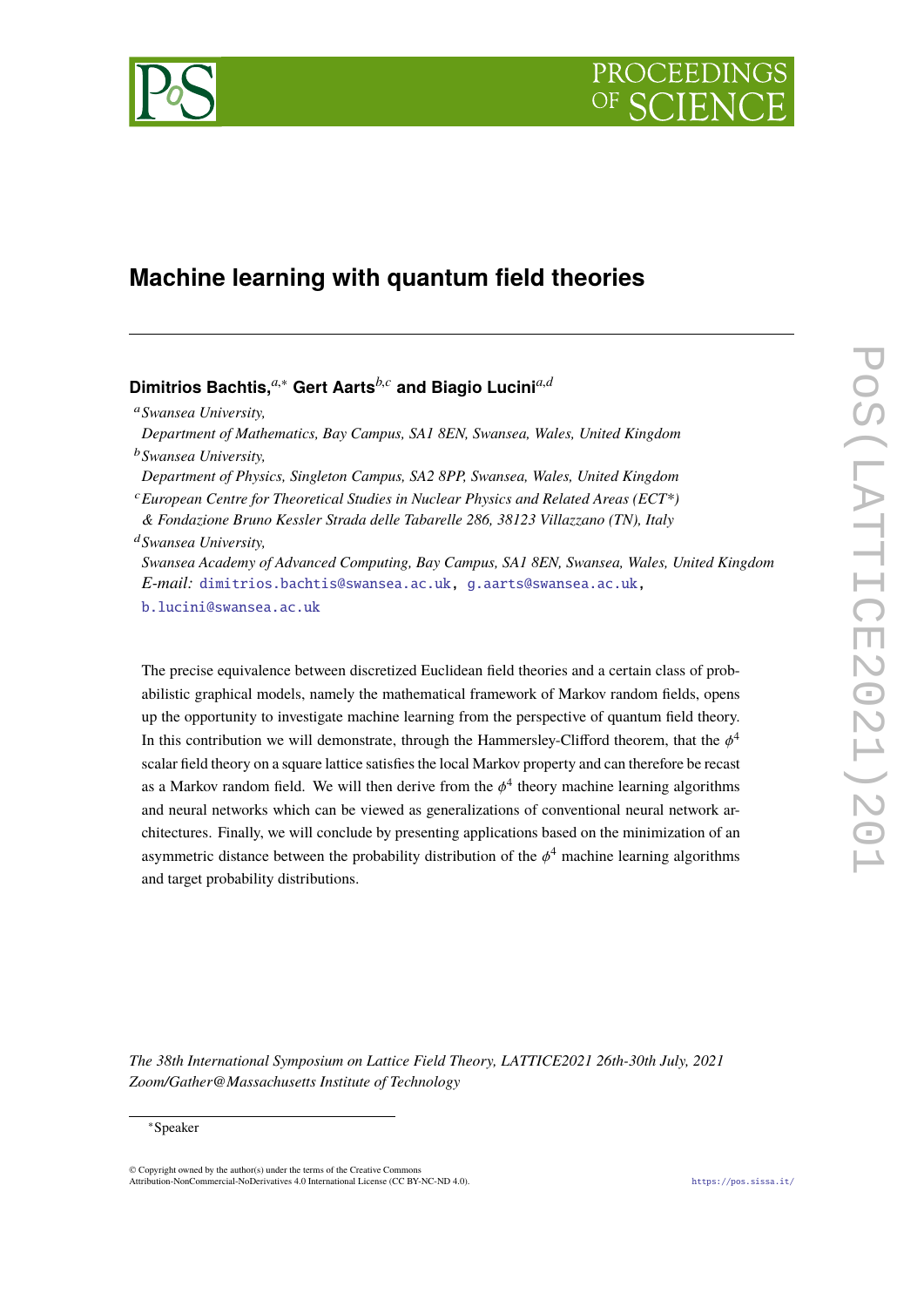# Machine learning with quantum field theories

**Dimitrios Bachtis,**[a,*] **Gert Aarts**[b,c] **and Biagio Lucini**[a,d]

[a] *Swansea University,*
*Department of Mathematics, Bay Campus, SA1 8EN, Swansea, Wales, United Kingdom*

[b] *Swansea University,*
*Department of Physics, Singleton Campus, SA2 8PP, Swansea, Wales, United Kingdom*

[c] *European Centre for Theoretical Studies in Nuclear Physics and Related Areas (ECT*)*
*& Fondazione Bruno Kessler Strada delle Tabarelle 286, 38123 Villazzano (TN), Italy*

[d] *Swansea University,*
*Swansea Academy of Advanced Computing, Bay Campus, SA1 8EN, Swansea, Wales, United Kingdom*

*E-mail:* dimitrios.bachtis@swansea.ac.uk, g.aarts@swansea.ac.uk, b.lucini@swansea.ac.uk

The precise equivalence between discretized Euclidean field theories and a certain class of probabilistic graphical models, namely the mathematical framework of Markov random fields, opens up the opportunity to investigate machine learning from the perspective of quantum field theory. In this contribution we will demonstrate, through the Hammersley-Clifford theorem, that the $\phi^4$ scalar field theory on a square lattice satisfies the local Markov property and can therefore be recast as a Markov random field. We will then derive from the $\phi^4$ theory machine learning algorithms and neural networks which can be viewed as generalizations of conventional neural network architectures. Finally, we will conclude by presenting applications based on the minimization of an asymmetric distance between the probability distribution of the $\phi^4$ machine learning algorithms and target probability distributions.

*The 38th International Symposium on Lattice Field Theory, LATTICE2021 26th-30th July, 2021*
*Zoom/Gather@Massachusetts Institute of Technology*

*Speaker

© Copyright owned by the author(s) under the terms of the Creative Commons Attribution-NonCommercial-NoDerivatives 4.0 International License (CC BY-NC-ND 4.0).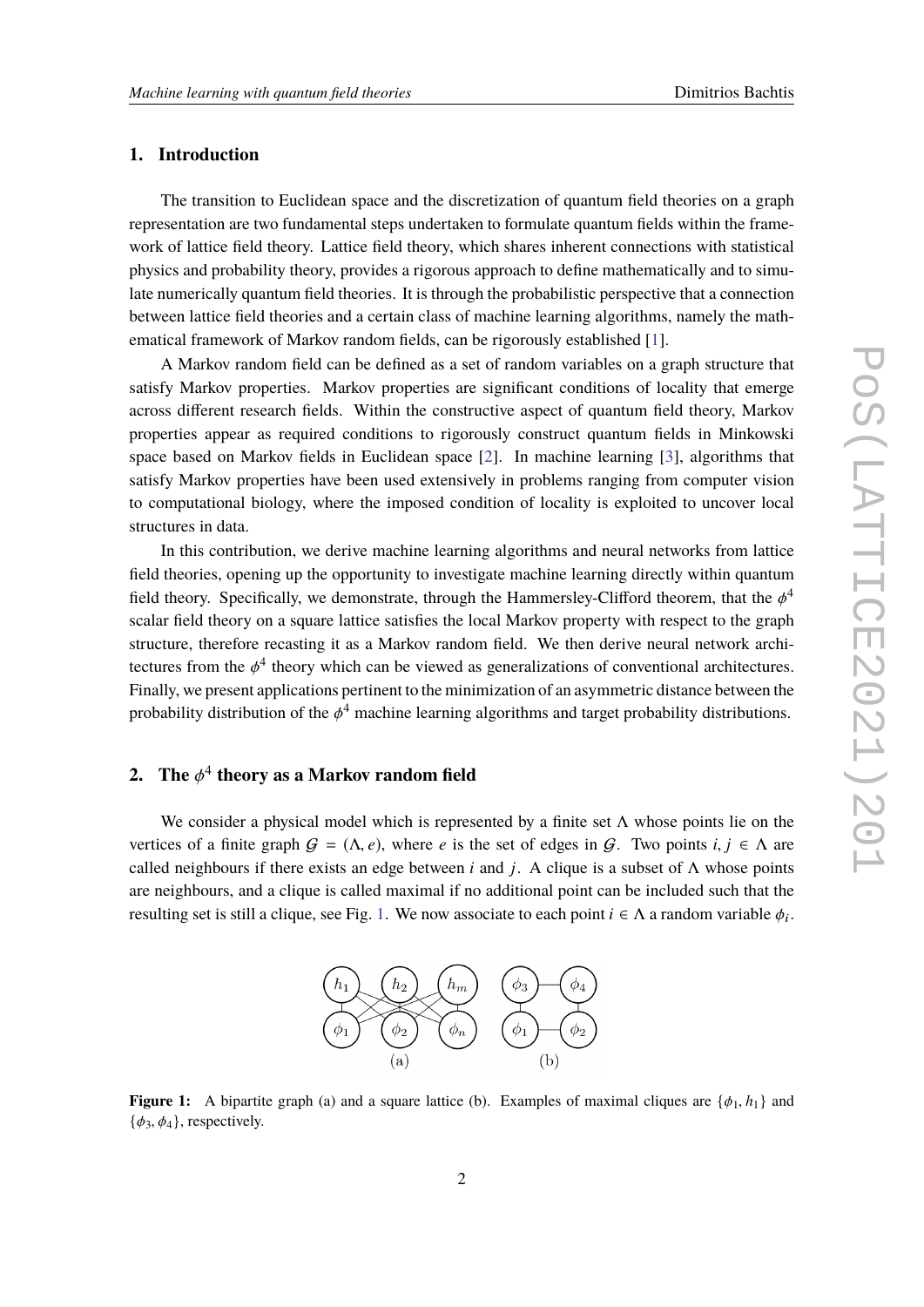## 1. Introduction

The transition to Euclidean space and the discretization of quantum field theories on a graph representation are two fundamental steps undertaken to formulate quantum fields within the framework of lattice field theory. Lattice field theory, which shares inherent connections with statistical physics and probability theory, provides a rigorous approach to define mathematically and to simulate numerically quantum field theories. It is through the probabilistic perspective that a connection between lattice field theories and a certain class of machine learning algorithms, namely the mathematical framework of Markov random fields, can be rigorously established [1].

A Markov random field can be defined as a set of random variables on a graph structure that satisfy Markov properties. Markov properties are significant conditions of locality that emerge across different research fields. Within the constructive aspect of quantum field theory, Markov properties appear as required conditions to rigorously construct quantum fields in Minkowski space based on Markov fields in Euclidean space [2]. In machine learning [3], algorithms that satisfy Markov properties have been used extensively in problems ranging from computer vision to computational biology, where the imposed condition of locality is exploited to uncover local structures in data.

In this contribution, we derive machine learning algorithms and neural networks from lattice field theories, opening up the opportunity to investigate machine learning directly within quantum field theory. Specifically, we demonstrate, through the Hammersley-Clifford theorem, that the $\phi^4$ scalar field theory on a square lattice satisfies the local Markov property with respect to the graph structure, therefore recasting it as a Markov random field. We then derive neural network architectures from the $\phi^4$ theory which can be viewed as generalizations of conventional architectures. Finally, we present applications pertinent to the minimization of an asymmetric distance between the probability distribution of the $\phi^4$ machine learning algorithms and target probability distributions.

## 2. The $\phi^4$ theory as a Markov random field

We consider a physical model which is represented by a finite set $\Lambda$ whose points lie on the vertices of a finite graph $\mathcal{G} = (\Lambda, e)$, where $e$ is the set of edges in $\mathcal{G}$. Two points $i, j \in \Lambda$ are called neighbours if there exists an edge between $i$ and $j$. A clique is a subset of $\Lambda$ whose points are neighbours, and a clique is called maximal if no additional point can be included such that the resulting set is still a clique, see Fig. 1. We now associate to each point $i \in \Lambda$ a random variable $\phi_i$.

**Figure 1:** A bipartite graph (a) and a square lattice (b). Examples of maximal cliques are $\{\phi_1, h_1\}$ and $\{\phi_3, \phi_4\}$, respectively.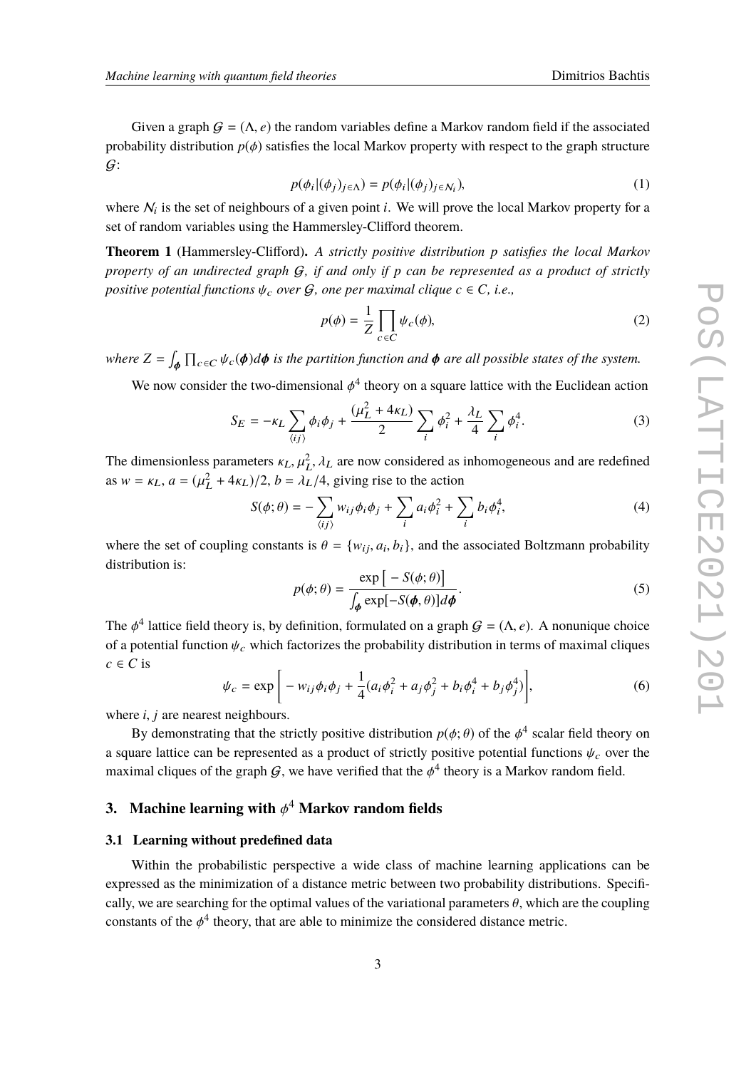Given a graph $\mathcal{G} = (\Lambda, e)$ the random variables define a Markov random field if the associated probability distribution $p(\phi)$ satisfies the local Markov property with respect to the graph structure $\mathcal{G}$:

$$p(\phi_i|(\phi_j)_{j\in\Lambda}) = p(\phi_i|(\phi_j)_{j\in\mathcal{N}_i}), \tag{1}$$

where $\mathcal{N}_i$ is the set of neighbours of a given point $i$. We will prove the local Markov property for a set of random variables using the Hammersley-Clifford theorem.

**Theorem 1** (Hammersley-Clifford)**.** *A strictly positive distribution $p$ satisfies the local Markov property of an undirected graph $\mathcal{G}$, if and only if $p$ can be represented as a product of strictly positive potential functions $\psi_c$ over $\mathcal{G}$, one per maximal clique $c \in C$, i.e.,*

$$p(\phi) = \frac{1}{Z} \prod_{c\in C} \psi_c(\phi), \tag{2}$$

*where $Z = \int_{\boldsymbol{\phi}} \prod_{c\in C} \psi_c(\boldsymbol{\phi}) d\boldsymbol{\phi}$ is the partition function and $\boldsymbol{\phi}$ are all possible states of the system.*

We now consider the two-dimensional $\phi^4$ theory on a square lattice with the Euclidean action

$$S_E = -\kappa_L \sum_{\langle ij \rangle} \phi_i \phi_j + \frac{(\mu_L^2 + 4\kappa_L)}{2} \sum_i \phi_i^2 + \frac{\lambda_L}{4} \sum_i \phi_i^4. \tag{3}$$

The dimensionless parameters $\kappa_L, \mu_L^2, \lambda_L$ are now considered as inhomogeneous and are redefined as $w = \kappa_L$, $a = (\mu_L^2 + 4\kappa_L)/2$, $b = \lambda_L/4$, giving rise to the action

$$S(\phi; \theta) = -\sum_{\langle ij \rangle} w_{ij} \phi_i \phi_j + \sum_i a_i \phi_i^2 + \sum_i b_i \phi_i^4, \tag{4}$$

where the set of coupling constants is $\theta = \{w_{ij}, a_i, b_i\}$, and the associated Boltzmann probability distribution is:

$$p(\phi; \theta) = \frac{\exp\left[ - S(\phi; \theta) \right]}{\int_{\boldsymbol{\phi}} \exp[-S(\boldsymbol{\phi}, \theta)] d\boldsymbol{\phi}}. \tag{5}$$

The $\phi^4$ lattice field theory is, by definition, formulated on a graph $\mathcal{G} = (\Lambda, e)$. A nonunique choice of a potential function $\psi_c$ which factorizes the probability distribution in terms of maximal cliques $c \in C$ is

$$\psi_c = \exp\left[ - w_{ij} \phi_i \phi_j + \frac{1}{4}(a_i \phi_i^2 + a_j \phi_j^2 + b_i \phi_i^4 + b_j \phi_j^4) \right], \tag{6}$$

where $i, j$ are nearest neighbours.

By demonstrating that the strictly positive distribution $p(\phi; \theta)$ of the $\phi^4$ scalar field theory on a square lattice can be represented as a product of strictly positive potential functions $\psi_c$ over the maximal cliques of the graph $\mathcal{G}$, we have verified that the $\phi^4$ theory is a Markov random field.

## 3. Machine learning with $\phi^4$ Markov random fields

### 3.1 Learning without predefined data

Within the probabilistic perspective a wide class of machine learning applications can be expressed as the minimization of a distance metric between two probability distributions. Specifically, we are searching for the optimal values of the variational parameters $\theta$, which are the coupling constants of the $\phi^4$ theory, that are able to minimize the considered distance metric.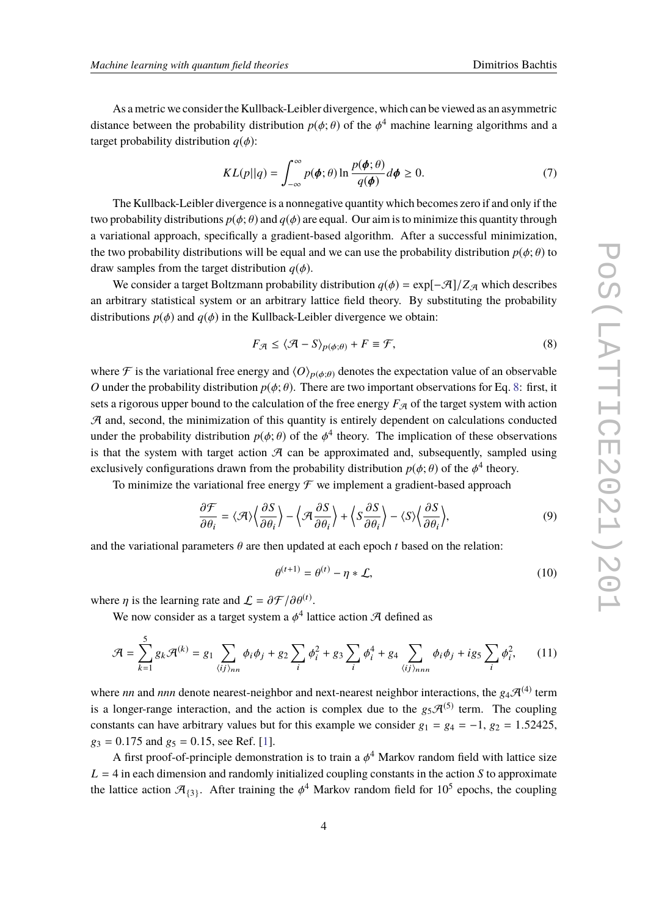As a metric we consider the Kullback-Leibler divergence, which can be viewed as an asymmetric distance between the probability distribution $p(\phi;\theta)$ of the $\phi^4$ machine learning algorithms and a target probability distribution $q(\phi)$:

$$KL(p||q) = \int_{-\infty}^{\infty} p(\boldsymbol{\phi};\theta) \ln \frac{p(\boldsymbol{\phi};\theta)}{q(\boldsymbol{\phi})} d\boldsymbol{\phi} \geq 0. \tag{7}$$

The Kullback-Leibler divergence is a nonnegative quantity which becomes zero if and only if the two probability distributions $p(\phi;\theta)$ and $q(\phi)$ are equal. Our aim is to minimize this quantity through a variational approach, specifically a gradient-based algorithm. After a successful minimization, the two probability distributions will be equal and we can use the probability distribution $p(\phi;\theta)$ to draw samples from the target distribution $q(\phi)$.

We consider a target Boltzmann probability distribution $q(\phi) = \exp[-\mathcal{A}]/Z_{\mathcal{A}}$ which describes an arbitrary statistical system or an arbitrary lattice field theory. By substituting the probability distributions $p(\phi)$ and $q(\phi)$ in the Kullback-Leibler divergence we obtain:

$$F_{\mathcal{A}} \leq \langle \mathcal{A} - S \rangle_{p(\phi;\theta)} + F \equiv \mathcal{F}, \tag{8}$$

where $\mathcal{F}$ is the variational free energy and $\langle O \rangle_{p(\phi;\theta)}$ denotes the expectation value of an observable $O$ under the probability distribution $p(\phi;\theta)$. There are two important observations for Eq. 8: first, it sets a rigorous upper bound to the calculation of the free energy $F_{\mathcal{A}}$ of the target system with action $\mathcal{A}$ and, second, the minimization of this quantity is entirely dependent on calculations conducted under the probability distribution $p(\phi;\theta)$ of the $\phi^4$ theory. The implication of these observations is that the system with target action $\mathcal{A}$ can be approximated and, subsequently, sampled using exclusively configurations drawn from the probability distribution $p(\phi;\theta)$ of the $\phi^4$ theory.

To minimize the variational free energy $\mathcal{F}$ we implement a gradient-based approach

$$\frac{\partial \mathcal{F}}{\partial \theta_i} = \langle \mathcal{A} \rangle \Big\langle \frac{\partial S}{\partial \theta_i} \Big\rangle - \Big\langle \mathcal{A} \frac{\partial S}{\partial \theta_i} \Big\rangle + \Big\langle S \frac{\partial S}{\partial \theta_i} \Big\rangle - \langle S \rangle \Big\langle \frac{\partial S}{\partial \theta_i} \Big\rangle, \tag{9}$$

and the variational parameters $\theta$ are then updated at each epoch $t$ based on the relation:

$$\theta^{(t+1)} = \theta^{(t)} - \eta * \mathcal{L}, \tag{10}$$

where $\eta$ is the learning rate and $\mathcal{L} = \partial \mathcal{F} / \partial \theta^{(t)}$.

We now consider as a target system a $\phi^4$ lattice action $\mathcal{A}$ defined as

$$\mathcal{A} = \sum_{k=1}^{5} g_k \mathcal{A}^{(k)} = g_1 \sum_{\langle ij \rangle_{nn}} \phi_i \phi_j + g_2 \sum_i \phi_i^2 + g_3 \sum_i \phi_i^4 + g_4 \sum_{\langle ij \rangle_{nnn}} \phi_i \phi_j + i g_5 \sum_i \phi_i^2, \tag{11}$$

where *nn* and *nnn* denote nearest-neighbor and next-nearest neighbor interactions, the $g_4 \mathcal{A}^{(4)}$ term is a longer-range interaction, and the action is complex due to the $g_5 \mathcal{A}^{(5)}$ term. The coupling constants can have arbitrary values but for this example we consider $g_1 = g_4 = -1$, $g_2 = 1.52425$, $g_3 = 0.175$ and $g_5 = 0.15$, see Ref. [1].

A first proof-of-principle demonstration is to train a $\phi^4$ Markov random field with lattice size $L = 4$ in each dimension and randomly initialized coupling constants in the action $S$ to approximate the lattice action $\mathcal{A}_{\{3\}}$. After training the $\phi^4$ Markov random field for $10^5$ epochs, the coupling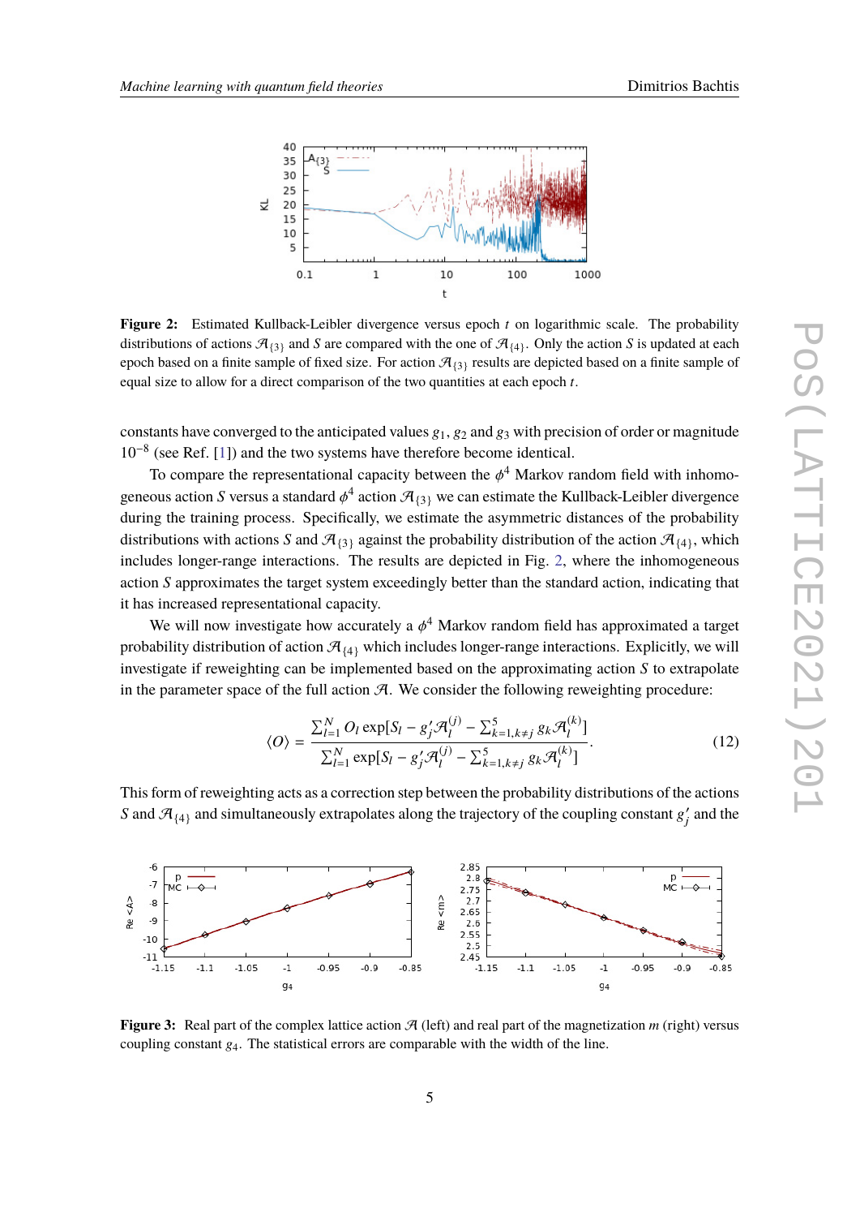**Figure 2:** Estimated Kullback-Leibler divergence versus epoch $t$ on logarithmic scale. The probability distributions of actions $\mathcal{A}_{\{3\}}$ and $S$ are compared with the one of $\mathcal{A}_{\{4\}}$. Only the action $S$ is updated at each epoch based on a finite sample of fixed size. For action $\mathcal{A}_{\{3\}}$ results are depicted based on a finite sample of equal size to allow for a direct comparison of the two quantities at each epoch $t$.

constants have converged to the anticipated values $g_1$, $g_2$ and $g_3$ with precision of order or magnitude $10^{-8}$ (see Ref. [1]) and the two systems have therefore become identical.

To compare the representational capacity between the $\phi^4$ Markov random field with inhomogeneous action $S$ versus a standard $\phi^4$ action $\mathcal{A}_{\{3\}}$ we can estimate the Kullback-Leibler divergence during the training process. Specifically, we estimate the asymmetric distances of the probability distributions with actions $S$ and $\mathcal{A}_{\{3\}}$ against the probability distribution of the action $\mathcal{A}_{\{4\}}$, which includes longer-range interactions. The results are depicted in Fig. 2, where the inhomogeneous action $S$ approximates the target system exceedingly better than the standard action, indicating that it has increased representational capacity.

We will now investigate how accurately a $\phi^4$ Markov random field has approximated a target probability distribution of action $\mathcal{A}_{\{4\}}$ which includes longer-range interactions. Explicitly, we will investigate if reweighting can be implemented based on the approximating action $S$ to extrapolate in the parameter space of the full action $\mathcal{A}$. We consider the following reweighting procedure:

$$\langle O \rangle = \frac{\sum_{l=1}^{N} O_l \exp[S_l - g_j' \mathcal{A}_l^{(j)} - \sum_{k=1,k\neq j}^{5} g_k \mathcal{A}_l^{(k)}]}{\sum_{l=1}^{N} \exp[S_l - g_j' \mathcal{A}_l^{(j)} - \sum_{k=1,k\neq j}^{5} g_k \mathcal{A}_l^{(k)}]}. \tag{12}$$

This form of reweighting acts as a correction step between the probability distributions of the actions $S$ and $\mathcal{A}_{\{4\}}$ and simultaneously extrapolates along the trajectory of the coupling constant $g_j'$ and the

**Figure 3:** Real part of the complex lattice action $\mathcal{A}$ (left) and real part of the magnetization $m$ (right) versus coupling constant $g_4$. The statistical errors are comparable with the width of the line.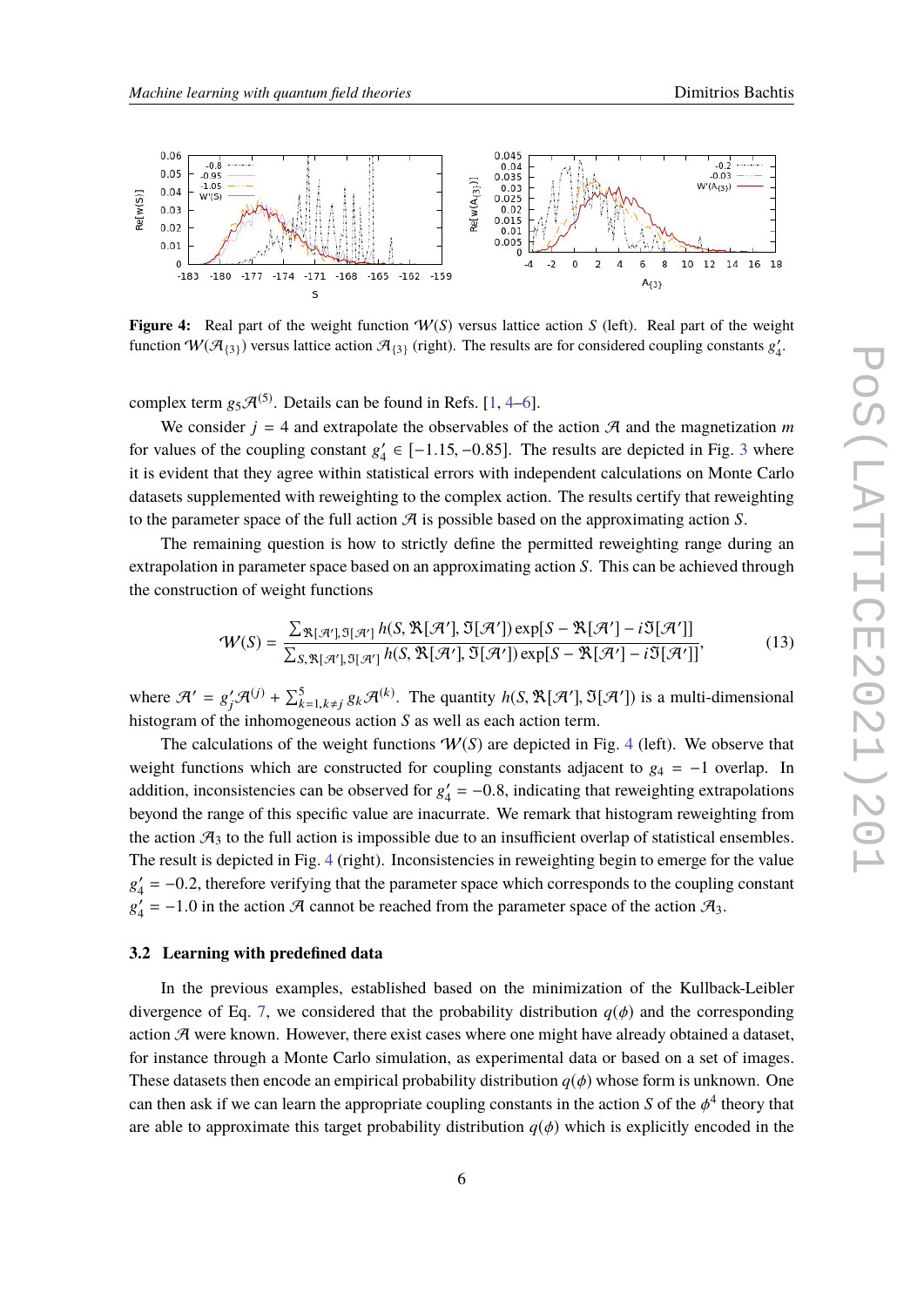**Figure 4:** Real part of the weight function $\mathcal{W}(S)$ versus lattice action $S$ (left). Real part of the weight function $\mathcal{W}(\mathcal{A}_{\{3\}})$ versus lattice action $\mathcal{A}_{\{3\}}$ (right). The results are for considered coupling constants $g_4'$.

complex term $g_5\mathcal{A}^{(5)}$. Details can be found in Refs. [1, 4–6].

We consider $j = 4$ and extrapolate the observables of the action $\mathcal{A}$ and the magnetization $m$ for values of the coupling constant $g_4' \in [-1.15, -0.85]$. The results are depicted in Fig. 3 where it is evident that they agree within statistical errors with independent calculations on Monte Carlo datasets supplemented with reweighting to the complex action. The results certify that reweighting to the parameter space of the full action $\mathcal{A}$ is possible based on the approximating action $S$.

The remaining question is how to strictly define the permitted reweighting range during an extrapolation in parameter space based on an approximating action $S$. This can be achieved through the construction of weight functions

$$\mathcal{W}(S) = \frac{\sum_{\Re[\mathcal{A}'],\Im[\mathcal{A}']} h(S, \Re[\mathcal{A}'], \Im[\mathcal{A}']) \exp[S - \Re[\mathcal{A}'] - i\Im[\mathcal{A}']]}{\sum_{S,\Re[\mathcal{A}'],\Im[\mathcal{A}']} h(S, \Re[\mathcal{A}'], \Im[\mathcal{A}']) \exp[S - \Re[\mathcal{A}'] - i\Im[\mathcal{A}']]}, \tag{13}$$

where $\mathcal{A}' = g_j'\mathcal{A}^{(j)} + \sum_{k=1,k\neq j}^{5} g_k\mathcal{A}^{(k)}$. The quantity $h(S, \Re[\mathcal{A}'], \Im[\mathcal{A}'])$ is a multi-dimensional histogram of the inhomogeneous action $S$ as well as each action term.

The calculations of the weight functions $\mathcal{W}(S)$ are depicted in Fig. 4 (left). We observe that weight functions which are constructed for coupling constants adjacent to $g_4 = -1$ overlap. In addition, inconsistencies can be observed for $g_4' = -0.8$, indicating that reweighting extrapolations beyond the range of this specific value are inacurrate. We remark that histogram reweighting from the action $\mathcal{A}_3$ to the full action is impossible due to an insufficient overlap of statistical ensembles. The result is depicted in Fig. 4 (right). Inconsistencies in reweighting begin to emerge for the value $g_4' = -0.2$, therefore verifying that the parameter space which corresponds to the coupling constant $g_4' = -1.0$ in the action $\mathcal{A}$ cannot be reached from the parameter space of the action $\mathcal{A}_3$.

### 3.2 Learning with predefined data

In the previous examples, established based on the minimization of the Kullback-Leibler divergence of Eq. 7, we considered that the probability distribution $q(\phi)$ and the corresponding action $\mathcal{A}$ were known. However, there exist cases where one might have already obtained a dataset, for instance through a Monte Carlo simulation, as experimental data or based on a set of images. These datasets then encode an empirical probability distribution $q(\phi)$ whose form is unknown. One can then ask if we can learn the appropriate coupling constants in the action $S$ of the $\phi^4$ theory that are able to approximate this target probability distribution $q(\phi)$ which is explicitly encoded in the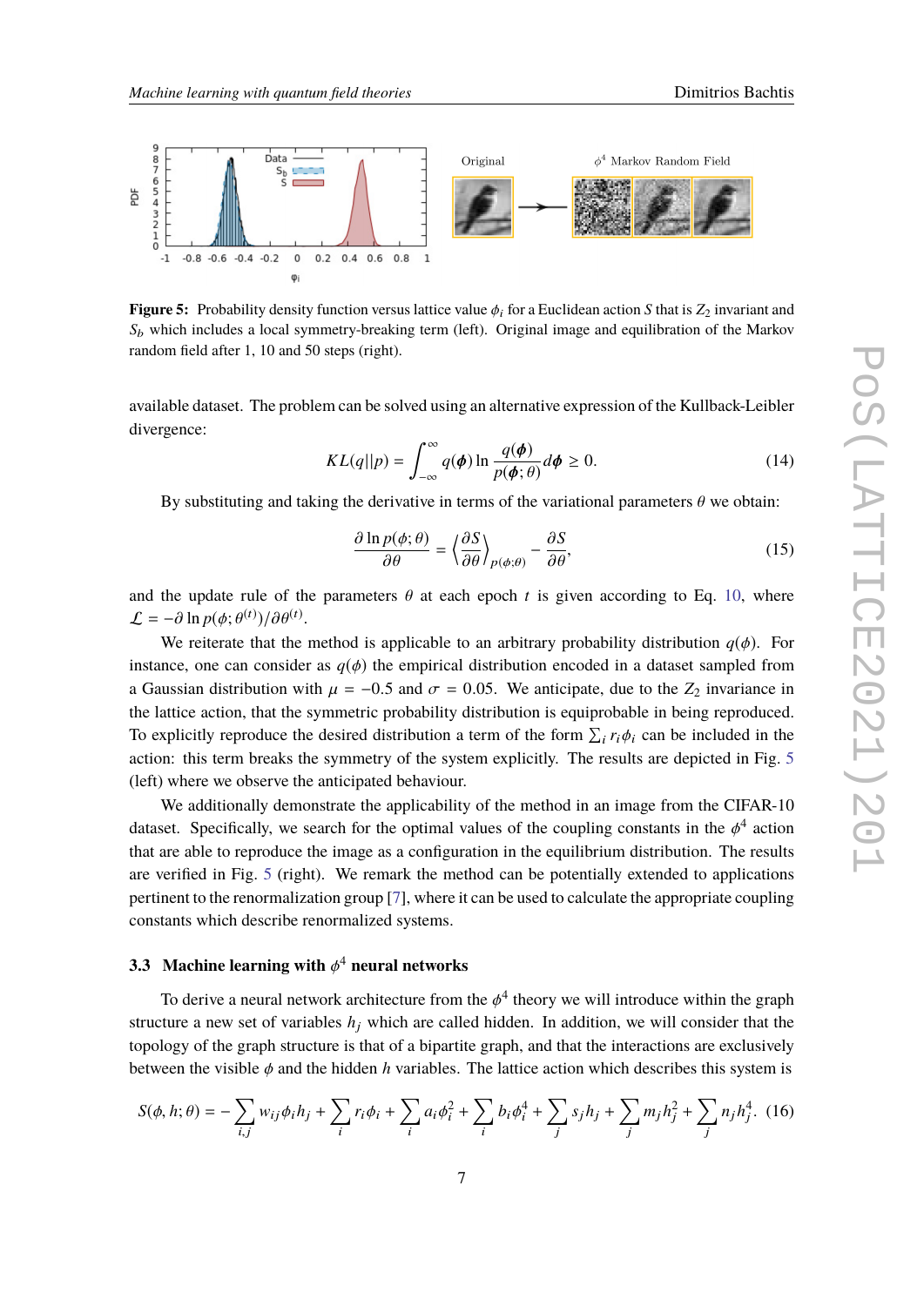**Figure 5:** Probability density function versus lattice value $\phi_i$ for a Euclidean action $S$ that is $Z_2$ invariant and $S_b$ which includes a local symmetry-breaking term (left). Original image and equilibration of the Markov random field after 1, 10 and 50 steps (right).

available dataset. The problem can be solved using an alternative expression of the Kullback-Leibler divergence:

$$KL(q||p) = \int_{-\infty}^{\infty} q(\boldsymbol{\phi}) \ln \frac{q(\boldsymbol{\phi})}{p(\boldsymbol{\phi};\theta)} d\boldsymbol{\phi} \geq 0. \tag{14}$$

By substituting and taking the derivative in terms of the variational parameters $\theta$ we obtain:

$$\frac{\partial \ln p(\phi;\theta)}{\partial \theta} = \left\langle \frac{\partial S}{\partial \theta} \right\rangle_{p(\phi;\theta)} - \frac{\partial S}{\partial \theta}, \tag{15}$$

and the update rule of the parameters $\theta$ at each epoch $t$ is given according to Eq. 10, where $\mathcal{L} = -\partial \ln p(\phi;\theta^{(t)})/\partial\theta^{(t)}$.

We reiterate that the method is applicable to an arbitrary probability distribution $q(\phi)$. For instance, one can consider as $q(\phi)$ the empirical distribution encoded in a dataset sampled from a Gaussian distribution with $\mu = -0.5$ and $\sigma = 0.05$. We anticipate, due to the $Z_2$ invariance in the lattice action, that the symmetric probability distribution is equiprobable in being reproduced. To explicitly reproduce the desired distribution a term of the form $\sum_i r_i \phi_i$ can be included in the action: this term breaks the symmetry of the system explicitly. The results are depicted in Fig. 5 (left) where we observe the anticipated behaviour.

We additionally demonstrate the applicability of the method in an image from the CIFAR-10 dataset. Specifically, we search for the optimal values of the coupling constants in the $\phi^4$ action that are able to reproduce the image as a configuration in the equilibrium distribution. The results are verified in Fig. 5 (right). We remark the method can be potentially extended to applications pertinent to the renormalization group [7], where it can be used to calculate the appropriate coupling constants which describe renormalized systems.

### 3.3 Machine learning with $\phi^4$ neural networks

To derive a neural network architecture from the $\phi^4$ theory we will introduce within the graph structure a new set of variables $h_j$ which are called hidden. In addition, we will consider that the topology of the graph structure is that of a bipartite graph, and that the interactions are exclusively between the visible $\phi$ and the hidden $h$ variables. The lattice action which describes this system is

$$S(\phi, h;\theta) = -\sum_{i,j} w_{ij}\phi_i h_j + \sum_i r_i\phi_i + \sum_i a_i\phi_i^2 + \sum_i b_i\phi_i^4 + \sum_j s_j h_j + \sum_j m_j h_j^2 + \sum_j n_j h_j^4. \tag{16}$$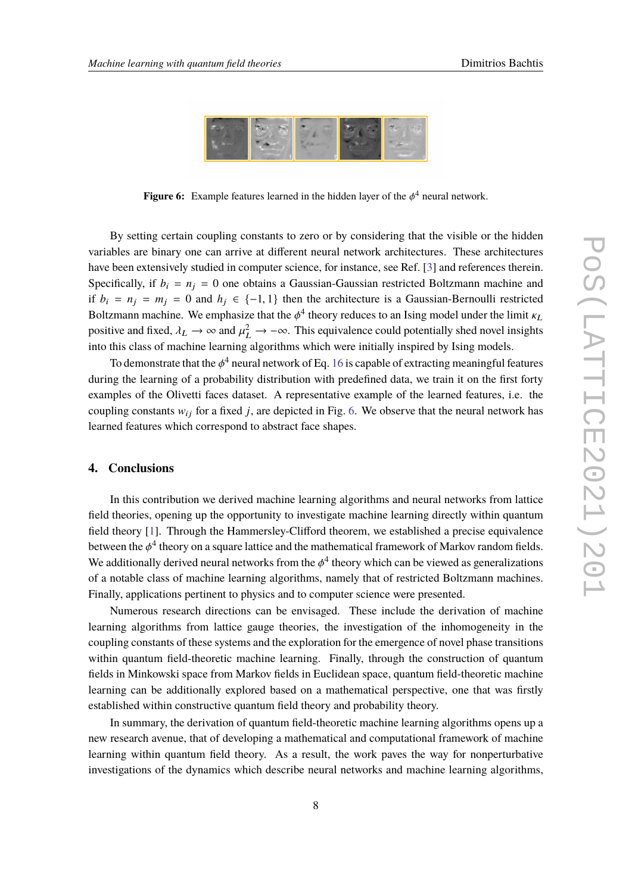**Figure 6:** Example features learned in the hidden layer of the $\phi^4$ neural network.

By setting certain coupling constants to zero or by considering that the visible or the hidden variables are binary one can arrive at different neural network architectures. These architectures have been extensively studied in computer science, for instance, see Ref. [3] and references therein. Specifically, if $b_i = n_j = 0$ one obtains a Gaussian-Gaussian restricted Boltzmann machine and if $b_i = n_j = m_j = 0$ and $h_j \in \{-1, 1\}$ then the architecture is a Gaussian-Bernoulli restricted Boltzmann machine. We emphasize that the $\phi^4$ theory reduces to an Ising model under the limit $\kappa_L$ positive and fixed, $\lambda_L \to \infty$ and $\mu_L^2 \to -\infty$. This equivalence could potentially shed novel insights into this class of machine learning algorithms which were initially inspired by Ising models.

To demonstrate that the $\phi^4$ neural network of Eq. 16 is capable of extracting meaningful features during the learning of a probability distribution with predefined data, we train it on the first forty examples of the Olivetti faces dataset. A representative example of the learned features, i.e. the coupling constants $w_{ij}$ for a fixed $j$, are depicted in Fig. 6. We observe that the neural network has learned features which correspond to abstract face shapes.

## 4. Conclusions

In this contribution we derived machine learning algorithms and neural networks from lattice field theories, opening up the opportunity to investigate machine learning directly within quantum field theory [1]. Through the Hammersley-Clifford theorem, we established a precise equivalence between the $\phi^4$ theory on a square lattice and the mathematical framework of Markov random fields. We additionally derived neural networks from the $\phi^4$ theory which can be viewed as generalizations of a notable class of machine learning algorithms, namely that of restricted Boltzmann machines. Finally, applications pertinent to physics and to computer science were presented.

Numerous research directions can be envisaged. These include the derivation of machine learning algorithms from lattice gauge theories, the investigation of the inhomogeneity in the coupling constants of these systems and the exploration for the emergence of novel phase transitions within quantum field-theoretic machine learning. Finally, through the construction of quantum fields in Minkowski space from Markov fields in Euclidean space, quantum field-theoretic machine learning can be additionally explored based on a mathematical perspective, one that was firstly established within constructive quantum field theory and probability theory.

In summary, the derivation of quantum field-theoretic machine learning algorithms opens up a new research avenue, that of developing a mathematical and computational framework of machine learning within quantum field theory. As a result, the work paves the way for nonperturbative investigations of the dynamics which describe neural networks and machine learning algorithms,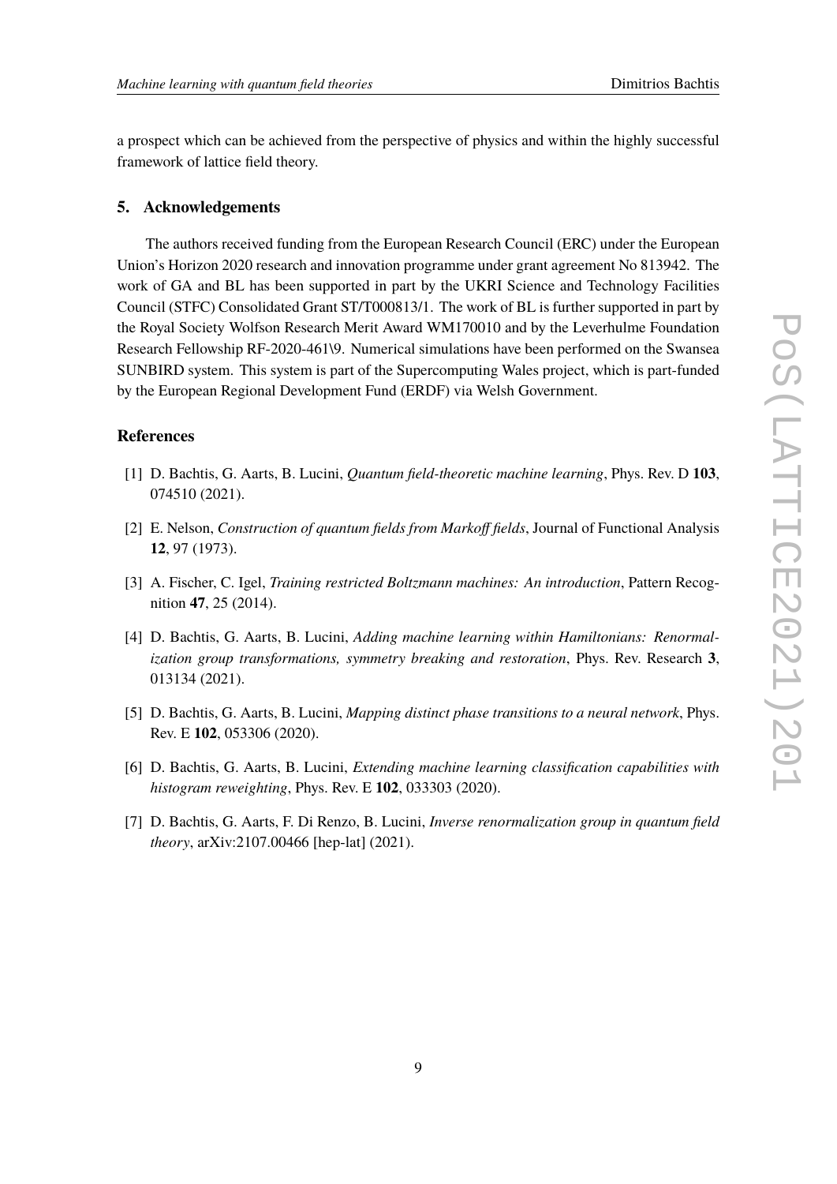a prospect which can be achieved from the perspective of physics and within the highly successful framework of lattice field theory.

## 5. Acknowledgements

The authors received funding from the European Research Council (ERC) under the European Union's Horizon 2020 research and innovation programme under grant agreement No 813942. The work of GA and BL has been supported in part by the UKRI Science and Technology Facilities Council (STFC) Consolidated Grant ST/T000813/1. The work of BL is further supported in part by the Royal Society Wolfson Research Merit Award WM170010 and by the Leverhulme Foundation Research Fellowship RF-2020-461\9. Numerical simulations have been performed on the Swansea SUNBIRD system. This system is part of the Supercomputing Wales project, which is part-funded by the European Regional Development Fund (ERDF) via Welsh Government.

## References

[1] D. Bachtis, G. Aarts, B. Lucini, *Quantum field-theoretic machine learning*, Phys. Rev. D **103**, 074510 (2021).

[2] E. Nelson, *Construction of quantum fields from Markoff fields*, Journal of Functional Analysis **12**, 97 (1973).

[3] A. Fischer, C. Igel, *Training restricted Boltzmann machines: An introduction*, Pattern Recognition **47**, 25 (2014).

[4] D. Bachtis, G. Aarts, B. Lucini, *Adding machine learning within Hamiltonians: Renormalization group transformations, symmetry breaking and restoration*, Phys. Rev. Research **3**, 013134 (2021).

[5] D. Bachtis, G. Aarts, B. Lucini, *Mapping distinct phase transitions to a neural network*, Phys. Rev. E **102**, 053306 (2020).

[6] D. Bachtis, G. Aarts, B. Lucini, *Extending machine learning classification capabilities with histogram reweighting*, Phys. Rev. E **102**, 033303 (2020).

[7] D. Bachtis, G. Aarts, F. Di Renzo, B. Lucini, *Inverse renormalization group in quantum field theory*, arXiv:2107.00466 [hep-lat] (2021).